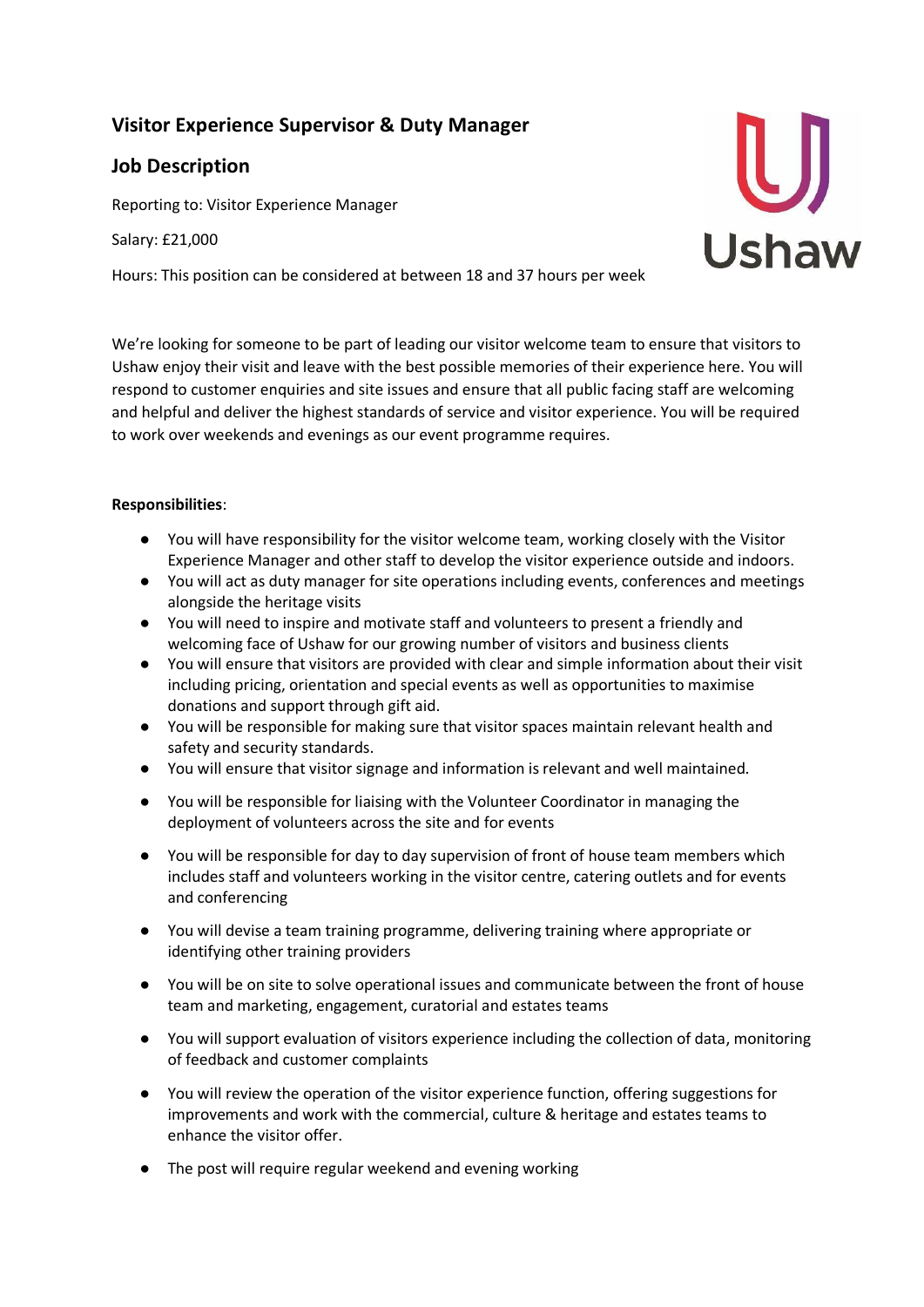# Visitor Experience Supervisor & Duty Manager

## Job Description

Reporting to: Visitor Experience Manager

Salary: £21,000

Hours: This position can be considered at between 18 and 37 hours per week

We're looking for someone to be part of leading our visitor welcome team to ensure that visitors to Ushaw enjoy their visit and leave with the best possible memories of their experience here. You will respond to customer enquiries and site issues and ensure that all public facing staff are welcoming and helpful and deliver the highest standards of service and visitor experience. You will be required to work over weekends and evenings as our event programme requires.

**Responsibilities**:

- You will have responsibility for the visitor welcome team, working closely with the Visitor Experience Manager and other staff to develop the visitor experience outside and indoors.
- You will act as duty manager for site operations including events, conferences and meetings alongside the heritage visits
- You will need to inspire and motivate staff and volunteers to present a friendly and welcoming face of Ushaw for our growing number of visitors and business clients
- You will ensure that visitors are provided with clear and simple information about their visit including pricing, orientation and special events as well as opportunities to maximise donations and support through gift aid.
- You will be responsible for making sure that visitor spaces maintain relevant health and safety and security standards.
- You will ensure that visitor signage and information is relevant and well maintained.
- You will be responsible for liaising with the Volunteer Coordinator in managing the deployment of volunteers across the site and for events
- You will be responsible for day to day supervision of front of house team members which includes staff and volunteers working in the visitor centre, catering outlets and for events and conferencing
- You will devise a team training programme, delivering training where appropriate or identifying other training providers
- You will be on site to solve operational issues and communicate between the front of house team and marketing, engagement, curatorial and estates teams
- You will support evaluation of visitors experience including the collection of data, monitoring of feedback and customer complaints
- You will review the operation of the visitor experience function, offering suggestions for improvements and work with the commercial, culture & heritage and estates teams to enhance the visitor offer.
- The post will require regular weekend and evening working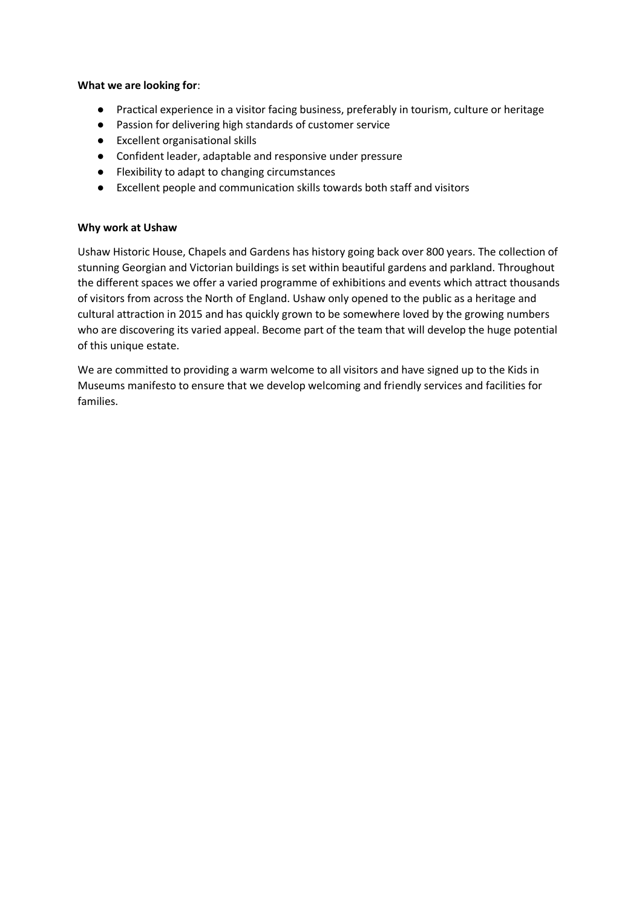**What we are looking for**:

- Practical experience in a visitor facing business, preferably in tourism, culture or heritage
- Passion for delivering high standards of customer service
- Excellent organisational skills
- Confident leader, adaptable and responsive under pressure
- Flexibility to adapt to changing circumstances
- Excellent people and communication skills towards both staff and visitors

**Why work at Ushaw**

Ushaw Historic House, Chapels and Gardens has history going back over 800 years. The collection of stunning Georgian and Victorian buildings is set within beautiful gardens and parkland. Throughout the different spaces we offer a varied programme of exhibitions and events which attract thousands of visitors from across the North of England. Ushaw only opened to the public as a heritage and cultural attraction in 2015 and has quickly grown to be somewhere loved by the growing numbers who are discovering its varied appeal. Become part of the team that will develop the huge potential of this unique estate.

We are committed to providing a warm welcome to all visitors and have signed up to the Kids in Museums manifesto to ensure that we develop welcoming and friendly services and facilities for families.